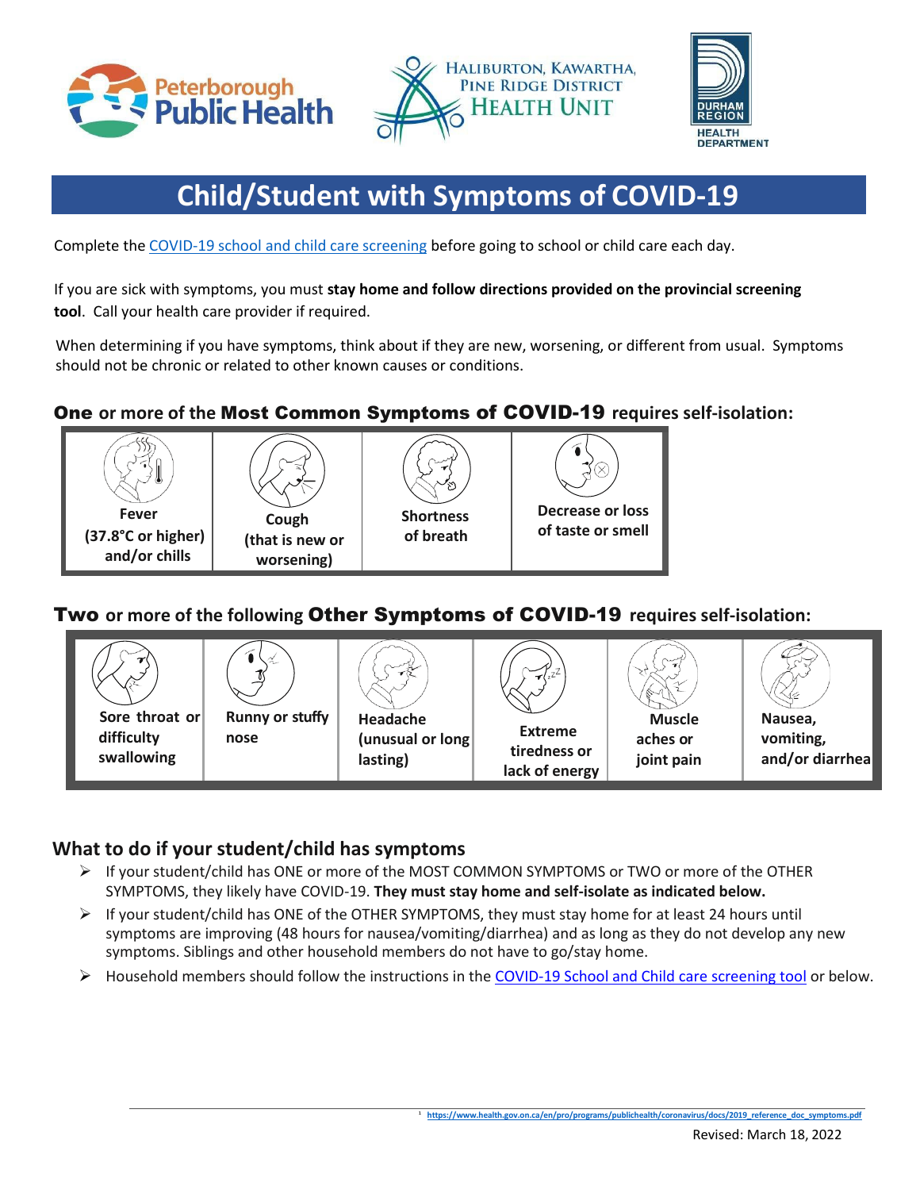# Child/Student with Symptoms of COVID-19

Complete the COVID-19 school and child care screening before going to school or child care each day.

If you are sick with symptoms, you must **stay home and follow directions provided on the provincial screening tool**. Call your health care provider if required.

When determining if you have symptoms, think about if they are new, worsening, or different from usual. Symptoms should not be chronic or related to other known causes or conditions.

## **One** or more of the **Most Common Symptoms of COVID-19** requires self-isolation:

| Fever (37.8°C or higher) and/or chills | Cough (that is new or worsening) | Shortness of breath | Decrease or loss of taste or smell |
|---|---|---|---|

## **Two** or more of the following **Other Symptoms of COVID-19** requires self-isolation:

| Sore throat or difficulty swallowing | Runny or stuffy nose | Headache (unusual or long lasting) | Extreme tiredness or lack of energy | Muscle aches or joint pain | Nausea, vomiting, and/or diarrhea |
|---|---|---|---|---|---|

## What to do if your student/child has symptoms

- If your student/child has ONE or more of the MOST COMMON SYMPTOMS or TWO or more of the OTHER SYMPTOMS, they likely have COVID-19. **They must stay home and self-isolate as indicated below.**
- If your student/child has ONE of the OTHER SYMPTOMS, they must stay home for at least 24 hours until symptoms are improving (48 hours for nausea/vomiting/diarrhea) and as long as they do not develop any new symptoms. Siblings and other household members do not have to go/stay home.
- Household members should follow the instructions in the COVID-19 School and Child care screening tool or below.

[1] https://www.health.gov.on.ca/en/pro/programs/publichealth/coronavirus/docs/2019_reference_doc_symptoms.pdf

Revised: March 18, 2022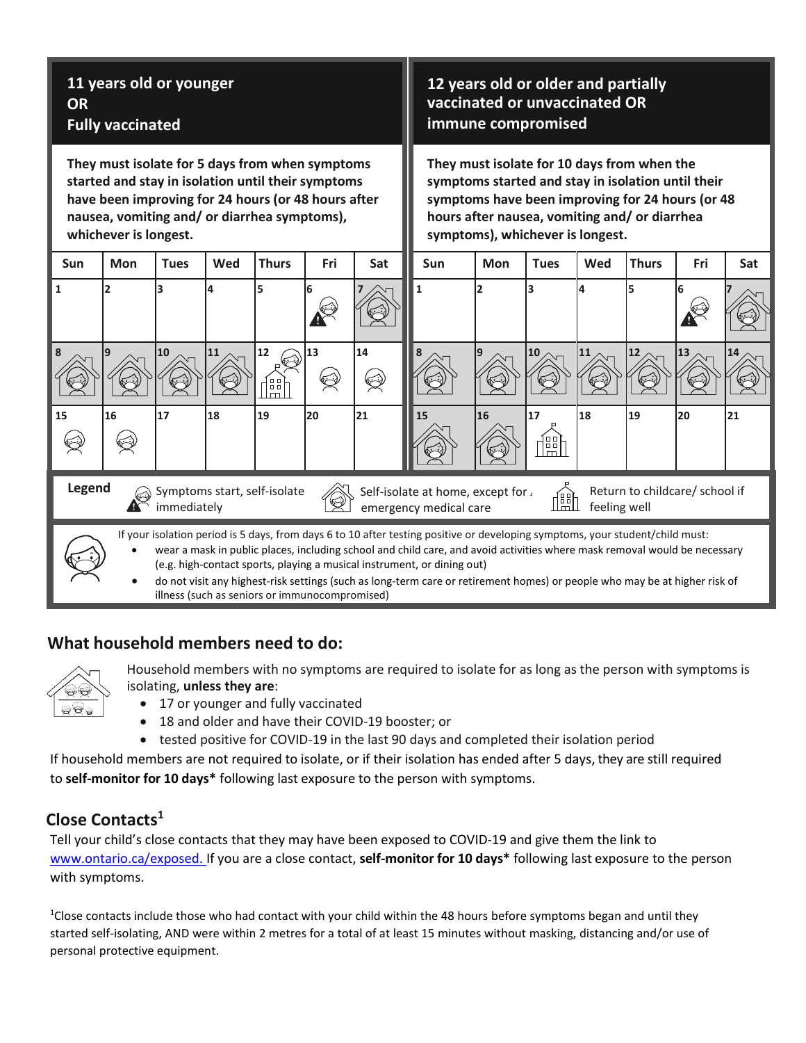| 11 years old or younger OR Fully vaccinated | | | | | | |
|---|---|---|---|---|---|---|
| **They must isolate for 5 days from when symptoms started and stay in isolation until their symptoms have been improving for 24 hours (or 48 hours after nausea, vomiting and/ or diarrhea symptoms), whichever is longest.** | | | | | | |
| Sun | Mon | Tues | Wed | Thurs | Fri | Sat |
| 1 | 2 | 3 | 4 | 5 | 6 | 7 |
| 8 | 9 | 10 | 11 | 12 | 13 | 14 |
| 15 | 16 | 17 | 18 | 19 | 20 | 21 |

| 12 years old or older and partially vaccinated or unvaccinated OR immune compromised | | | | | | |
|---|---|---|---|---|---|---|
| **They must isolate for 10 days from when the symptoms started and stay in isolation until their symptoms have been improving for 24 hours (or 48 hours after nausea, vomiting and/ or diarrhea symptoms), whichever is longest.** | | | | | | |
| Sun | Mon | Tues | Wed | Thurs | Fri | Sat |
| 1 | 2 | 3 | 4 | 5 | 6 | 7 |
| 8 | 9 | 10 | 11 | 12 | 13 | 14 |
| 15 | 16 | 17 | 18 | 19 | 20 | 21 |

**Legend**

- Symptoms start, self-isolate immediately
- Self-isolate at home, except for emergency medical care
- Return to childcare/ school if feeling well

If your isolation period is 5 days, from days 6 to 10 after testing positive or developing symptoms, your student/child must:

- wear a mask in public places, including school and child care, and avoid activities where mask removal would be necessary (e.g. high-contact sports, playing a musical instrument, or dining out)
- do not visit any highest-risk settings (such as long-term care or retirement homes) or people who may be at higher risk of illness (such as seniors or immunocompromised)

## What household members need to do:

Household members with no symptoms are required to isolate for as long as the person with symptoms is isolating, **unless they are**:

- 17 or younger and fully vaccinated
- 18 and older and have their COVID-19 booster; or
- tested positive for COVID-19 in the last 90 days and completed their isolation period

If household members are not required to isolate, or if their isolation has ended after 5 days, they are still required to **self-monitor for 10 days*** following last exposure to the person with symptoms.

## Close Contacts[1]

Tell your child's close contacts that they may have been exposed to COVID-19 and give them the link to www.ontario.ca/exposed. If you are a close contact, **self-monitor for 10 days*** following last exposure to the person with symptoms.

[1]Close contacts include those who had contact with your child within the 48 hours before symptoms began and until they started self-isolating, AND were within 2 metres for a total of at least 15 minutes without masking, distancing and/or use of personal protective equipment.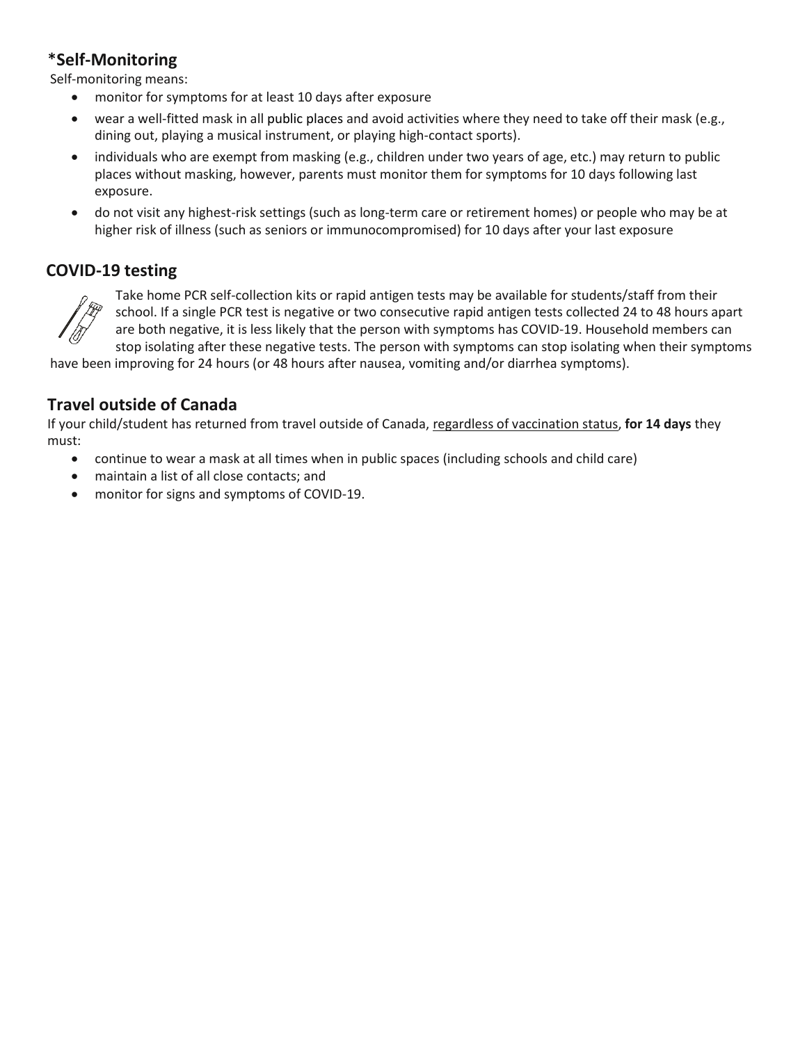## *Self-Monitoring

Self-monitoring means:

- monitor for symptoms for at least 10 days after exposure
- wear a well-fitted mask in all public places and avoid activities where they need to take off their mask (e.g., dining out, playing a musical instrument, or playing high-contact sports).
- individuals who are exempt from masking (e.g., children under two years of age, etc.) may return to public places without masking, however, parents must monitor them for symptoms for 10 days following last exposure.
- do not visit any highest-risk settings (such as long-term care or retirement homes) or people who may be at higher risk of illness (such as seniors or immunocompromised) for 10 days after your last exposure

## COVID-19 testing

Take home PCR self-collection kits or rapid antigen tests may be available for students/staff from their school. If a single PCR test is negative or two consecutive rapid antigen tests collected 24 to 48 hours apart are both negative, it is less likely that the person with symptoms has COVID-19. Household members can stop isolating after these negative tests. The person with symptoms can stop isolating when their symptoms have been improving for 24 hours (or 48 hours after nausea, vomiting and/or diarrhea symptoms).

## Travel outside of Canada

If your child/student has returned from travel outside of Canada, regardless of vaccination status, **for 14 days** they must:

- continue to wear a mask at all times when in public spaces (including schools and child care)
- maintain a list of all close contacts; and
- monitor for signs and symptoms of COVID-19.